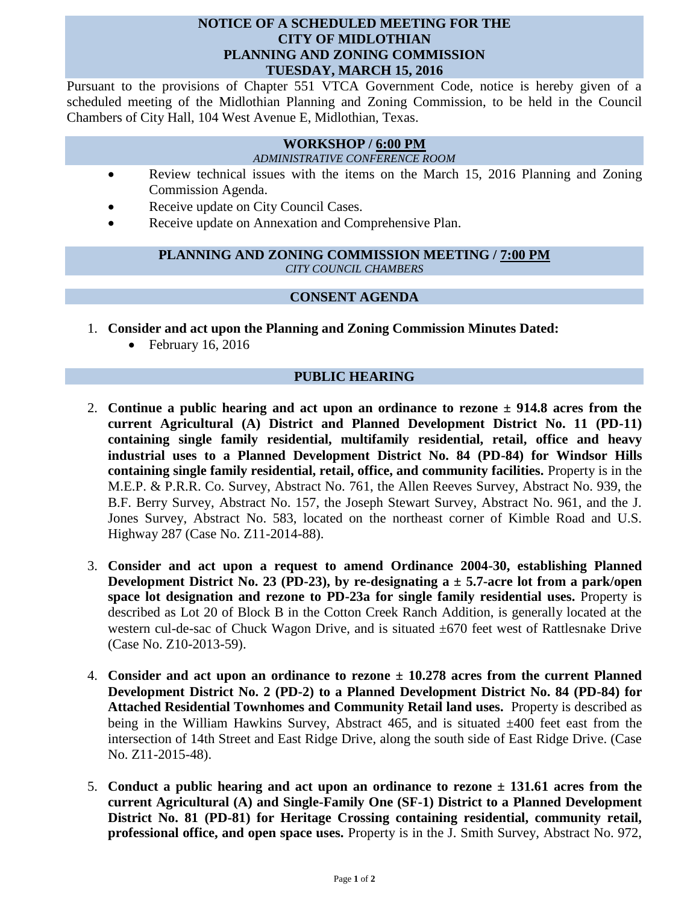# NOTICE OF A SCHEDULED MEETING FOR THE CITY OF MIDLOTHIAN PLANNING AND ZONING COMMISSION TUESDAY, MARCH 15, 2016

Pursuant to the provisions of Chapter 551 VTCA Government Code, notice is hereby given of a scheduled meeting of the Midlothian Planning and Zoning Commission, to be held in the Council Chambers of City Hall, 104 West Avenue E, Midlothian, Texas.

## WORKSHOP / 6:00 PM

*ADMINISTRATIVE CONFERENCE ROOM*

- Review technical issues with the items on the March 15, 2016 Planning and Zoning Commission Agenda.
- Receive update on City Council Cases.
- Receive update on Annexation and Comprehensive Plan.

## PLANNING AND ZONING COMMISSION MEETING / 7:00 PM

*CITY COUNCIL CHAMBERS*

## CONSENT AGENDA

1. **Consider and act upon the Planning and Zoning Commission Minutes Dated:**
   - February 16, 2016

## PUBLIC HEARING

2. **Continue a public hearing and act upon an ordinance to rezone ± 914.8 acres from the current Agricultural (A) District and Planned Development District No. 11 (PD-11) containing single family residential, multifamily residential, retail, office and heavy industrial uses to a Planned Development District No. 84 (PD-84) for Windsor Hills containing single family residential, retail, office, and community facilities.** Property is in the M.E.P. & P.R.R. Co. Survey, Abstract No. 761, the Allen Reeves Survey, Abstract No. 939, the B.F. Berry Survey, Abstract No. 157, the Joseph Stewart Survey, Abstract No. 961, and the J. Jones Survey, Abstract No. 583, located on the northeast corner of Kimble Road and U.S. Highway 287 (Case No. Z11-2014-88).

3. **Consider and act upon a request to amend Ordinance 2004-30, establishing Planned Development District No. 23 (PD-23), by re-designating a ± 5.7-acre lot from a park/open space lot designation and rezone to PD-23a for single family residential uses.** Property is described as Lot 20 of Block B in the Cotton Creek Ranch Addition, is generally located at the western cul-de-sac of Chuck Wagon Drive, and is situated ±670 feet west of Rattlesnake Drive (Case No. Z10-2013-59).

4. **Consider and act upon an ordinance to rezone ± 10.278 acres from the current Planned Development District No. 2 (PD-2) to a Planned Development District No. 84 (PD-84) for Attached Residential Townhomes and Community Retail land uses.** Property is described as being in the William Hawkins Survey, Abstract 465, and is situated ±400 feet east from the intersection of 14th Street and East Ridge Drive, along the south side of East Ridge Drive. (Case No. Z11-2015-48).

5. **Conduct a public hearing and act upon an ordinance to rezone ± 131.61 acres from the current Agricultural (A) and Single-Family One (SF-1) District to a Planned Development District No. 81 (PD-81) for Heritage Crossing containing residential, community retail, professional office, and open space uses.** Property is in the J. Smith Survey, Abstract No. 972,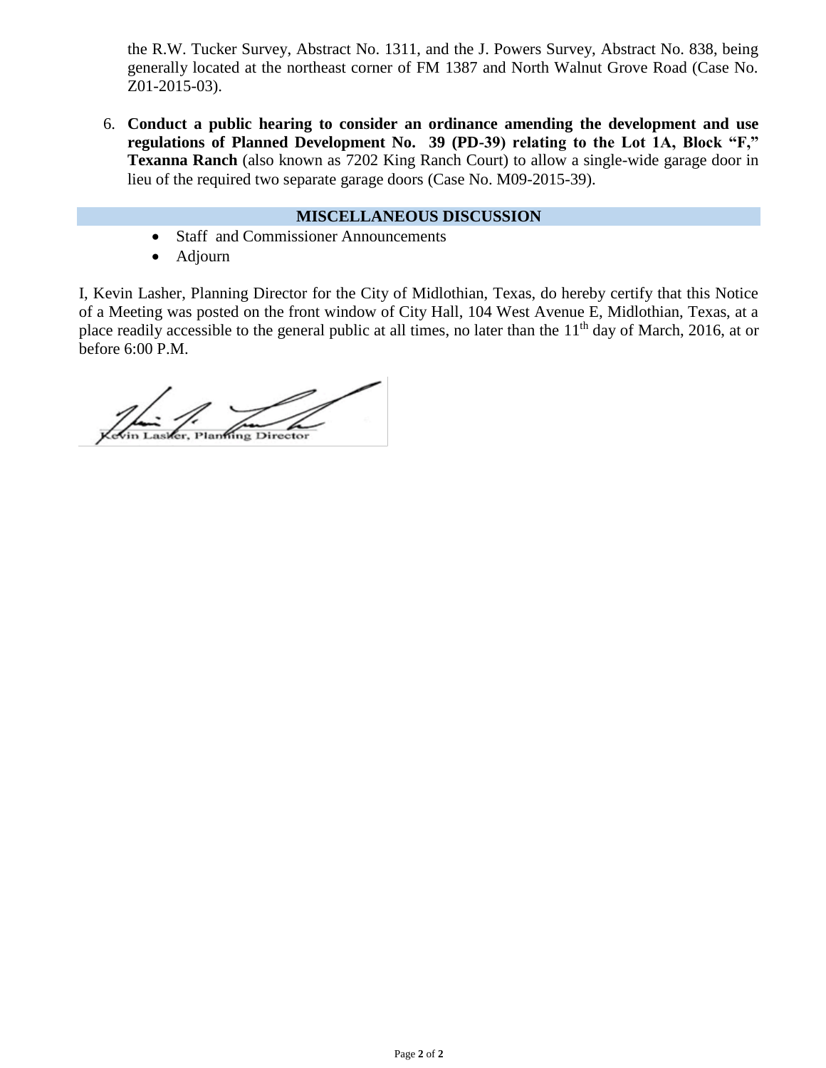the R.W. Tucker Survey, Abstract No. 1311, and the J. Powers Survey, Abstract No. 838, being generally located at the northeast corner of FM 1387 and North Walnut Grove Road (Case No. Z01-2015-03).

6. **Conduct a public hearing to consider an ordinance amending the development and use regulations of Planned Development No. 39 (PD-39) relating to the Lot 1A, Block "F," Texanna Ranch** (also known as 7202 King Ranch Court) to allow a single-wide garage door in lieu of the required two separate garage doors (Case No. M09-2015-39).

## MISCELLANEOUS DISCUSSION

- Staff and Commissioner Announcements
- Adjourn

I, Kevin Lasher, Planning Director for the City of Midlothian, Texas, do hereby certify that this Notice of a Meeting was posted on the front window of City Hall, 104 West Avenue E, Midlothian, Texas, at a place readily accessible to the general public at all times, no later than the 11th day of March, 2016, at or before 6:00 P.M.

Kevin Lasher, Planning Director